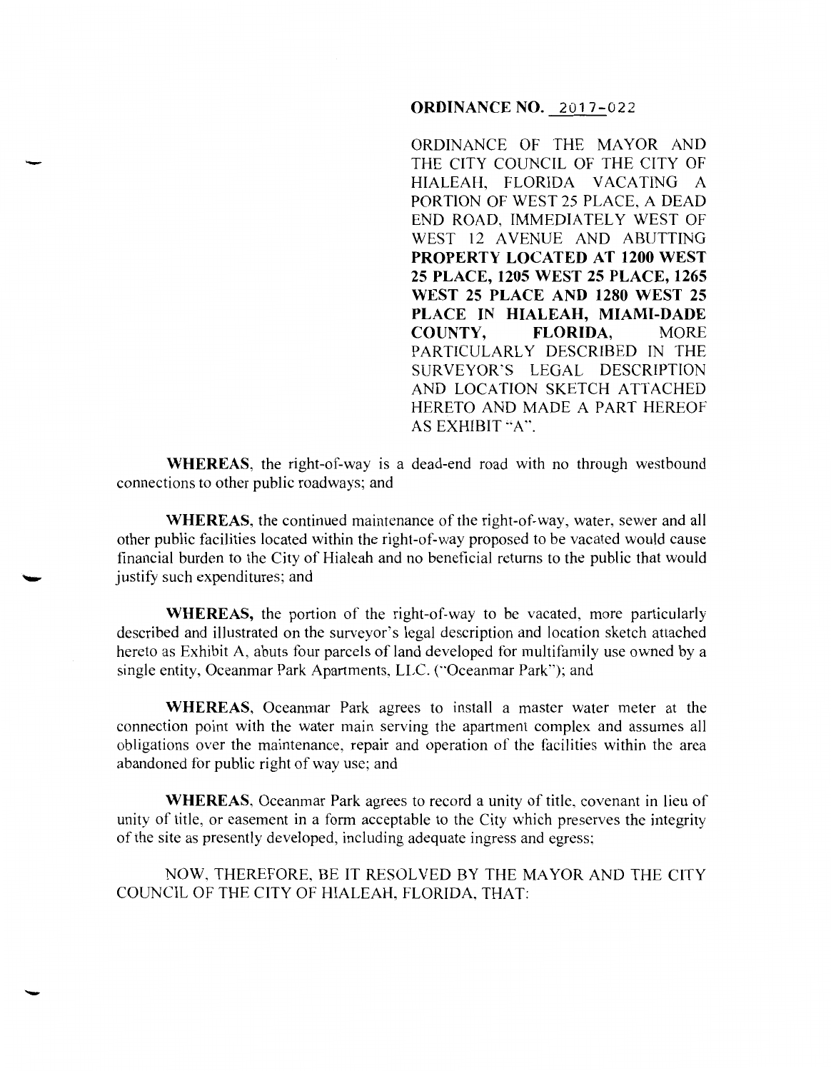# ORDINANCE NO. 2017-022

ORDINANCE OF THE MAYOR AND THE CITY COUNCIL OF THE CITY OF HIALEAH, FLORIDA VACATING A PORTION OF WEST 25 PLACE, A DEAD END ROAD, IMMEDIATELY WEST OF WEST 12 AVENUE AND ABUTTING **PROPERTY LOCATED AT 1200 WEST 25 PLACE, 1205 WEST 25 PLACE, 1265 WEST 25 PLACE AND 1280 WEST 25 PLACE IN HIALEAH, MIAMI-DADE COUNTY, FLORIDA,** MORE PARTICULARLY DESCRIBED IN THE SURVEYOR'S LEGAL DESCRIPTION AND LOCATION SKETCH ATTACHED HERETO AND MADE A PART HEREOF AS EXHIBIT "A".

**WHEREAS**, the right-of-way is a dead-end road with no through westbound connections to other public roadways; and

**WHEREAS**, the continued maintenance of the right-of-way, water, sewer and all other public facilities located within the right-of-way proposed to be vacated would cause financial burden to the City of Hialeah and no beneficial returns to the public that would justify such expenditures; and

**WHEREAS,** the portion of the right-of-way to be vacated, more particularly described and illustrated on the surveyor's legal description and location sketch attached hereto as Exhibit A, abuts four parcels of land developed for multifamily use owned by a single entity, Oceanmar Park Apartments, LLC. ("Oceanmar Park"); and

**WHEREAS**, Oceanmar Park agrees to install a master water meter at the connection point with the water main serving the apartment complex and assumes all obligations over the maintenance, repair and operation of the facilities within the area abandoned for public right of way use; and

**WHEREAS**, Oceanmar Park agrees to record a unity of title, covenant in lieu of unity of title, or easement in a form acceptable to the City which preserves the integrity of the site as presently developed, including adequate ingress and egress;

NOW, THEREFORE, BE IT RESOLVED BY THE MAYOR AND THE CITY COUNCIL OF THE CITY OF HIALEAH, FLORIDA, THAT: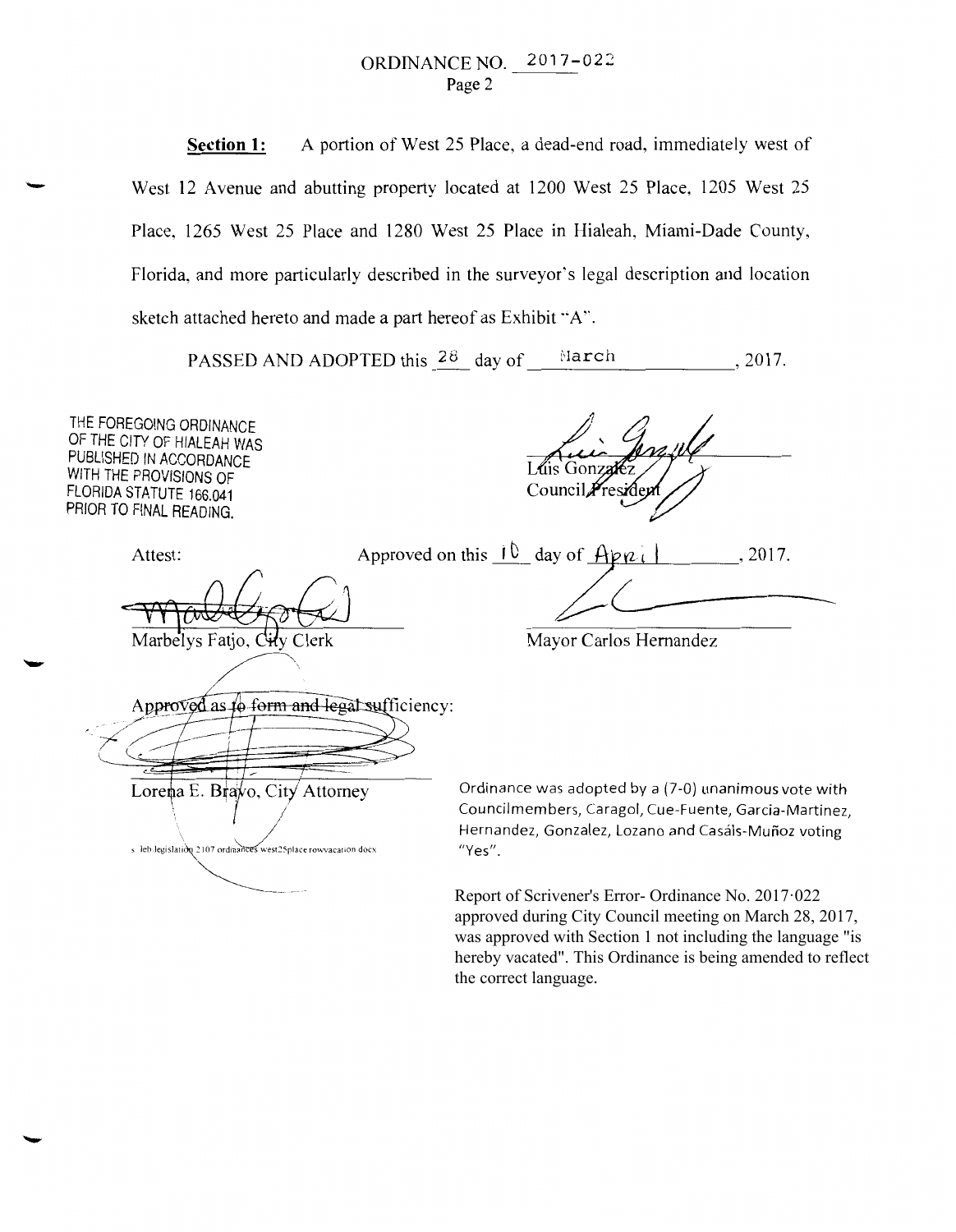ORDINANCE NO. 2017-022

Page 2

**Section 1:** A portion of West 25 Place, a dead-end road, immediately west of West 12 Avenue and abutting property located at 1200 West 25 Place, 1205 West 25 Place, 1265 West 25 Place and 1280 West 25 Place in Hialeah, Miami-Dade County, Florida, and more particularly described in the surveyor's legal description and location sketch attached hereto and made a part hereof as Exhibit "A".

PASSED AND ADOPTED this 28 day of March, 2017.

THE FOREGOING ORDINANCE OF THE CITY OF HIALEAH WAS PUBLISHED IN ACCORDANCE WITH THE PROVISIONS OF FLORIDA STATUTE 166.041 PRIOR TO FINAL READING.

Luis Gonzalez
Council President

Attest:

Approved on this 10 day of April, 2017.

Marbelys Fatjo, City Clerk

Mayor Carlos Hernandez

Approved as to form and legal sufficiency:

Lorena E. Bravo, City Attorney

s:\leb\legislation\2107 ordinances\west25place rowvacation.docx

Ordinance was adopted by a (7-0) unanimous vote with Councilmembers, Caragol, Cue-Fuente, Garcia-Martinez, Hernandez, Gonzalez, Lozano and Casáls-Muñoz voting "Yes".

Report of Scrivener's Error- Ordinance No. 2017-022 approved during City Council meeting on March 28, 2017, was approved with Section 1 not including the language "is hereby vacated". This Ordinance is being amended to reflect the correct language.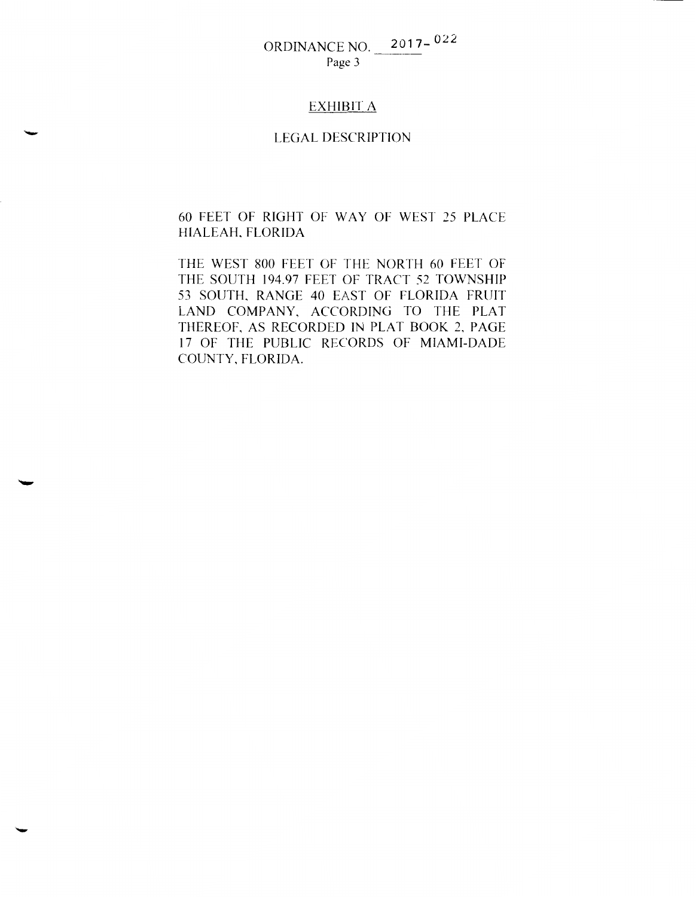ORDINANCE NO. 2017- 022

# EXHIBIT A

## LEGAL DESCRIPTION

60 FEET OF RIGHT OF WAY OF WEST 25 PLACE HIALEAH, FLORIDA

THE WEST 800 FEET OF THE NORTH 60 FEET OF THE SOUTH 194.97 FEET OF TRACT 52 TOWNSHIP 53 SOUTH, RANGE 40 EAST OF FLORIDA FRUIT LAND COMPANY, ACCORDING TO THE PLAT THEREOF, AS RECORDED IN PLAT BOOK 2, PAGE 17 OF THE PUBLIC RECORDS OF MIAMI-DADE COUNTY, FLORIDA.